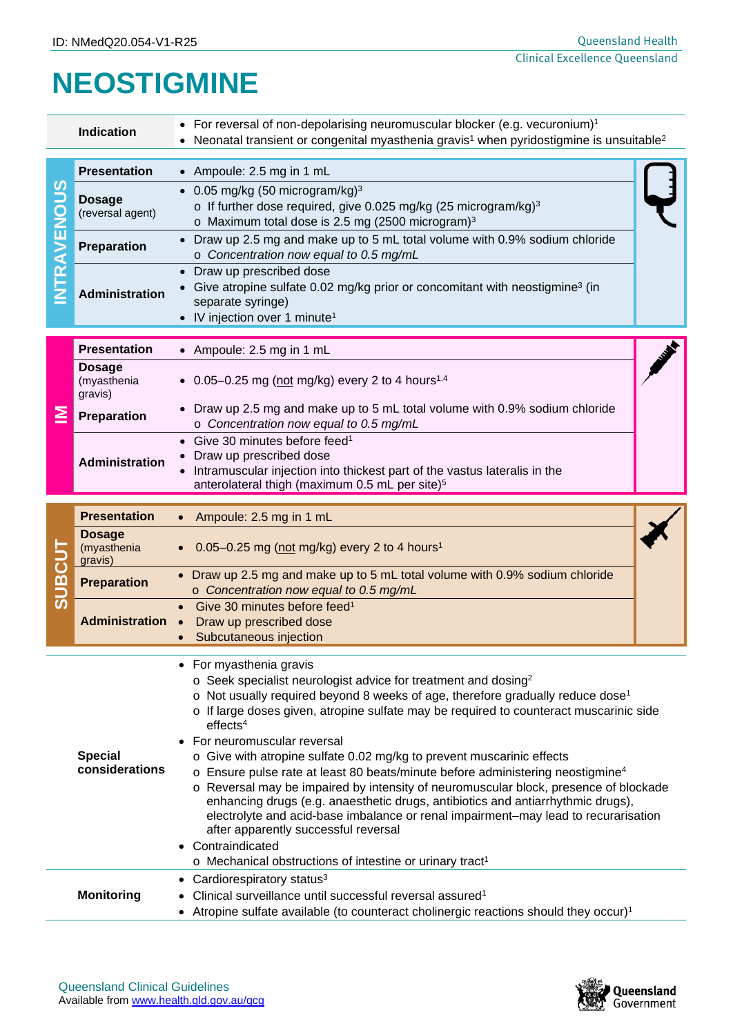ID: NMedQ20.054-V1-R25

# NEOSTIGMINE

| | |
|---|---|
| **Indication** | • For reversal of non-depolarising neuromuscular blocker (e.g. vecuronium)[1]<br>• Neonatal transient or congenital myasthenia gravis[1] when pyridostigmine is unsuitable[2] |

## INTRAVENOUS

| | |
|---|---|
| **Presentation** | • Ampoule: 2.5 mg in 1 mL |
| **Dosage** (reversal agent) | • 0.05 mg/kg (50 microgram/kg)[3]<br>  o If further dose required, give 0.025 mg/kg (25 microgram/kg)[3]<br>  o Maximum total dose is 2.5 mg (2500 microgram)[3] |
| **Preparation** | • Draw up 2.5 mg and make up to 5 mL total volume with 0.9% sodium chloride<br>  o *Concentration now equal to 0.5 mg/mL* |
| **Administration** | • Draw up prescribed dose<br>• Give atropine sulfate 0.02 mg/kg prior or concomitant with neostigmine[3] (in separate syringe)<br>• IV injection over 1 minute[1] |

## IM

| | |
|---|---|
| **Presentation** | • Ampoule: 2.5 mg in 1 mL |
| **Dosage** (myasthenia gravis) | • 0.05–0.25 mg (not mg/kg) every 2 to 4 hours[1,4] |
| **Preparation** | • Draw up 2.5 mg and make up to 5 mL total volume with 0.9% sodium chloride<br>  o *Concentration now equal to 0.5 mg/mL* |
| **Administration** | • Give 30 minutes before feed[1]<br>• Draw up prescribed dose<br>• Intramuscular injection into thickest part of the vastus lateralis in the anterolateral thigh (maximum 0.5 mL per site)[5] |

## SUBCUT

| | |
|---|---|
| **Presentation** | • Ampoule: 2.5 mg in 1 mL |
| **Dosage** (myasthenia gravis) | • 0.05–0.25 mg (not mg/kg) every 2 to 4 hours[1] |
| **Preparation** | • Draw up 2.5 mg and make up to 5 mL total volume with 0.9% sodium chloride<br>  o *Concentration now equal to 0.5 mg/mL* |
| **Administration** | • Give 30 minutes before feed[1]<br>• Draw up prescribed dose<br>• Subcutaneous injection |

| | |
|---|---|
| **Special considerations** | • For myasthenia gravis<br>  o Seek specialist neurologist advice for treatment and dosing[2]<br>  o Not usually required beyond 8 weeks of age, therefore gradually reduce dose[1]<br>  o If large doses given, atropine sulfate may be required to counteract muscarinic side effects[4]<br>• For neuromuscular reversal<br>  o Give with atropine sulfate 0.02 mg/kg to prevent muscarinic effects<br>  o Ensure pulse rate at least 80 beats/minute before administering neostigmine[4]<br>  o Reversal may be impaired by intensity of neuromuscular block, presence of blockade enhancing drugs (e.g. anaesthetic drugs, antibiotics and antiarrhythmic drugs), electrolyte and acid-base imbalance or renal impairment–may lead to recurarisation after apparently successful reversal<br>• Contraindicated<br>  o Mechanical obstructions of intestine or urinary tract[1] |
| **Monitoring** | • Cardiorespiratory status[3]<br>• Clinical surveillance until successful reversal assured[1]<br>• Atropine sulfate available (to counteract cholinergic reactions should they occur)[1] |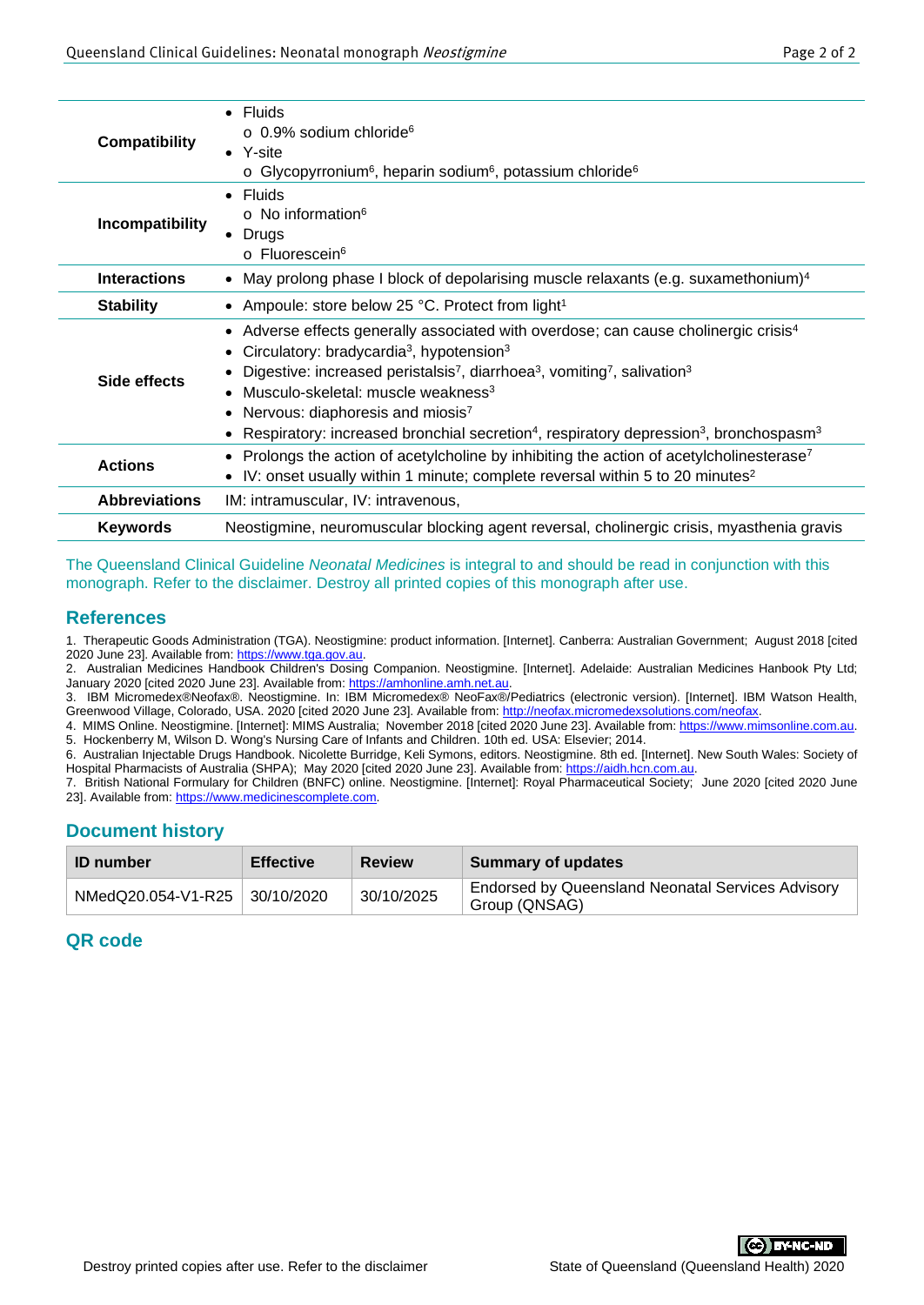| | |
|---|---|
| **Compatibility** | • Fluids<br>o 0.9% sodium chloride[6]<br>• Y-site<br>o Glycopyrronium[6], heparin sodium[6], potassium chloride[6] |
| **Incompatibility** | • Fluids<br>o No information[6]<br>• Drugs<br>o Fluorescein[6] |
| **Interactions** | • May prolong phase I block of depolarising muscle relaxants (e.g. suxamethonium)[4] |
| **Stability** | • Ampoule: store below 25 °C. Protect from light[1] |
| **Side effects** | • Adverse effects generally associated with overdose; can cause cholinergic crisis[4]<br>• Circulatory: bradycardia[3], hypotension[3]<br>• Digestive: increased peristalsis[7], diarrhoea[3], vomiting[7], salivation[3]<br>• Musculo-skeletal: muscle weakness[3]<br>• Nervous: diaphoresis and miosis[7]<br>• Respiratory: increased bronchial secretion[4], respiratory depression[3], bronchospasm[3] |
| **Actions** | • Prolongs the action of acetylcholine by inhibiting the action of acetylcholinesterase[7]<br>• IV: onset usually within 1 minute; complete reversal within 5 to 20 minutes[2] |
| **Abbreviations** | IM: intramuscular, IV: intravenous, |
| **Keywords** | Neostigmine, neuromuscular blocking agent reversal, cholinergic crisis, myasthenia gravis |

The Queensland Clinical Guideline *Neonatal Medicines* is integral to and should be read in conjunction with this monograph. Refer to the disclaimer. Destroy all printed copies of this monograph after use.

## References

1. Therapeutic Goods Administration (TGA). Neostigmine: product information. [Internet]. Canberra: Australian Government; August 2018 [cited 2020 June 23]. Available from: https://www.tga.gov.au.
2. Australian Medicines Handbook Children's Dosing Companion. Neostigmine. [Internet]. Adelaide: Australian Medicines Hanbook Pty Ltd; January 2020 [cited 2020 June 23]. Available from: https://amhonline.amh.net.au.
3. IBM Micromedex®Neofax®. Neostigmine. In: IBM Micromedex® NeoFax®/Pediatrics (electronic version). [Internet]. IBM Watson Health, Greenwood Village, Colorado, USA. 2020 [cited 2020 June 23]. Available from: http://neofax.micromedexsolutions.com/neofax.
4. MIMS Online. Neostigmine. [Internet]: MIMS Australia; November 2018 [cited 2020 June 23]. Available from: https://www.mimsonline.com.au.
5. Hockenberry M, Wilson D. Wong's Nursing Care of Infants and Children. 10th ed. USA: Elsevier; 2014.
6. Australian Injectable Drugs Handbook. Nicolette Burridge, Keli Symons, editors. Neostigmine. 8th ed. [Internet]. New South Wales: Society of Hospital Pharmacists of Australia (SHPA); May 2020 [cited 2020 June 23]. Available from: https://aidh.hcn.com.au.
7. British National Formulary for Children (BNFC) online. Neostigmine. [Internet]: Royal Pharmaceutical Society; June 2020 [cited 2020 June 23]. Available from: https://www.medicinescomplete.com.

## Document history

| ID number | Effective | Review | Summary of updates |
|---|---|---|---|
| NMedQ20.054-V1-R25 | 30/10/2020 | 30/10/2025 | Endorsed by Queensland Neonatal Services Advisory Group (QNSAG) |

## QR code

Destroy printed copies after use. Refer to the disclaimer

State of Queensland (Queensland Health) 2020